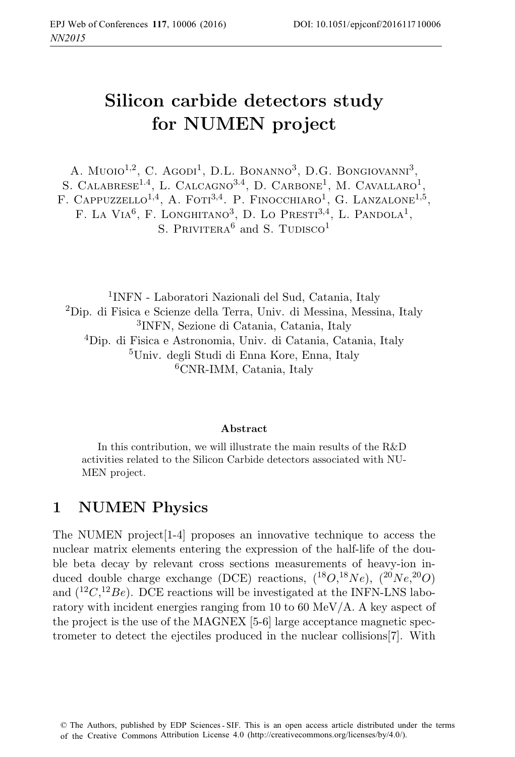# Silicon carbide detectors study for NUMEN project

A. Muoio[1,2], C. Agodi[1], D.L. Bonanno[3], D.G. Bongiovanni[3], S. Calabrese[1,4], L. Calcagno[3,4], D. Carbone[1], M. Cavallaro[1], F. Cappuzzello[1,4], A. Foti[3,4]. P. Finocchiaro[1], G. Lanzalone[1,5], F. La Via[6], F. Longhitano[3], D. Lo Presti[3,4], L. Pandola[1], S. Privitera[6] and S. Tudisco[1]

[1]INFN - Laboratori Nazionali del Sud, Catania, Italy
[2]Dip. di Fisica e Scienze della Terra, Univ. di Messina, Messina, Italy
[3]INFN, Sezione di Catania, Catania, Italy
[4]Dip. di Fisica e Astronomia, Univ. di Catania, Catania, Italy
[5]Univ. degli Studi di Enna Kore, Enna, Italy
[6]CNR-IMM, Catania, Italy

**Abstract**

In this contribution, we will illustrate the main results of the R&D activities related to the Silicon Carbide detectors associated with NUMEN project.

## 1 NUMEN Physics

The NUMEN project[1-4] proposes an innovative technique to access the nuclear matrix elements entering the expression of the half-life of the double beta decay by relevant cross sections measurements of heavy-ion induced double charge exchange (DCE) reactions, ($^{18}O$,$^{18}Ne$), ($^{20}Ne$,$^{20}O$) and ($^{12}C$,$^{12}Be$). DCE reactions will be investigated at the INFN-LNS laboratory with incident energies ranging from 10 to 60 MeV/A. A key aspect of the project is the use of the MAGNEX [5-6] large acceptance magnetic spectrometer to detect the ejectiles produced in the nuclear collisions[7]. With

© The Authors, published by EDP Sciences - SIF. This is an open access article distributed under the terms of the Creative Commons Attribution License 4.0 (http://creativecommons.org/licenses/by/4.0/).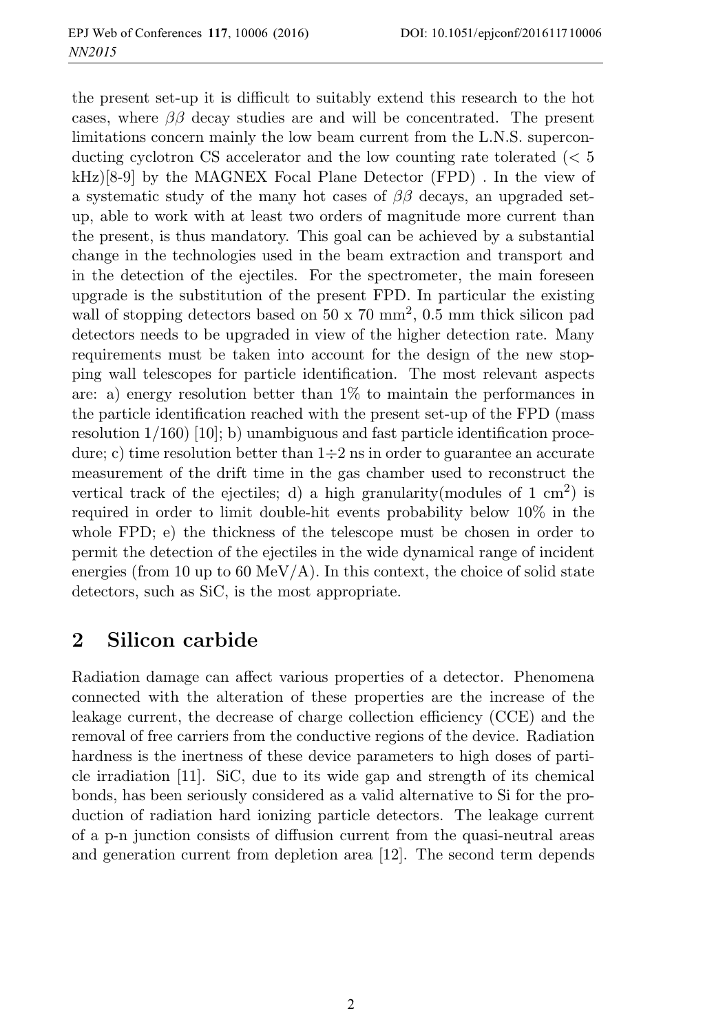the present set-up it is difficult to suitably extend this research to the hot cases, where $\beta\beta$ decay studies are and will be concentrated. The present limitations concern mainly the low beam current from the L.N.S. superconducting cyclotron CS accelerator and the low counting rate tolerated (< 5 kHz)[8-9] by the MAGNEX Focal Plane Detector (FPD) . In the view of a systematic study of the many hot cases of $\beta\beta$ decays, an upgraded set-up, able to work with at least two orders of magnitude more current than the present, is thus mandatory. This goal can be achieved by a substantial change in the technologies used in the beam extraction and transport and in the detection of the ejectiles. For the spectrometer, the main foreseen upgrade is the substitution of the present FPD. In particular the existing wall of stopping detectors based on 50 x 70 mm$^2$, 0.5 mm thick silicon pad detectors needs to be upgraded in view of the higher detection rate. Many requirements must be taken into account for the design of the new stopping wall telescopes for particle identification. The most relevant aspects are: a) energy resolution better than 1% to maintain the performances in the particle identification reached with the present set-up of the FPD (mass resolution 1/160) [10]; b) unambiguous and fast particle identification procedure; c) time resolution better than 1÷2 ns in order to guarantee an accurate measurement of the drift time in the gas chamber used to reconstruct the vertical track of the ejectiles; d) a high granularity(modules of 1 cm$^2$) is required in order to limit double-hit events probability below 10% in the whole FPD; e) the thickness of the telescope must be chosen in order to permit the detection of the ejectiles in the wide dynamical range of incident energies (from 10 up to 60 MeV/A). In this context, the choice of solid state detectors, such as SiC, is the most appropriate.

## 2 Silicon carbide

Radiation damage can affect various properties of a detector. Phenomena connected with the alteration of these properties are the increase of the leakage current, the decrease of charge collection efficiency (CCE) and the removal of free carriers from the conductive regions of the device. Radiation hardness is the inertness of these device parameters to high doses of particle irradiation [11]. SiC, due to its wide gap and strength of its chemical bonds, has been seriously considered as a valid alternative to Si for the production of radiation hard ionizing particle detectors. The leakage current of a p-n junction consists of diffusion current from the quasi-neutral areas and generation current from depletion area [12]. The second term depends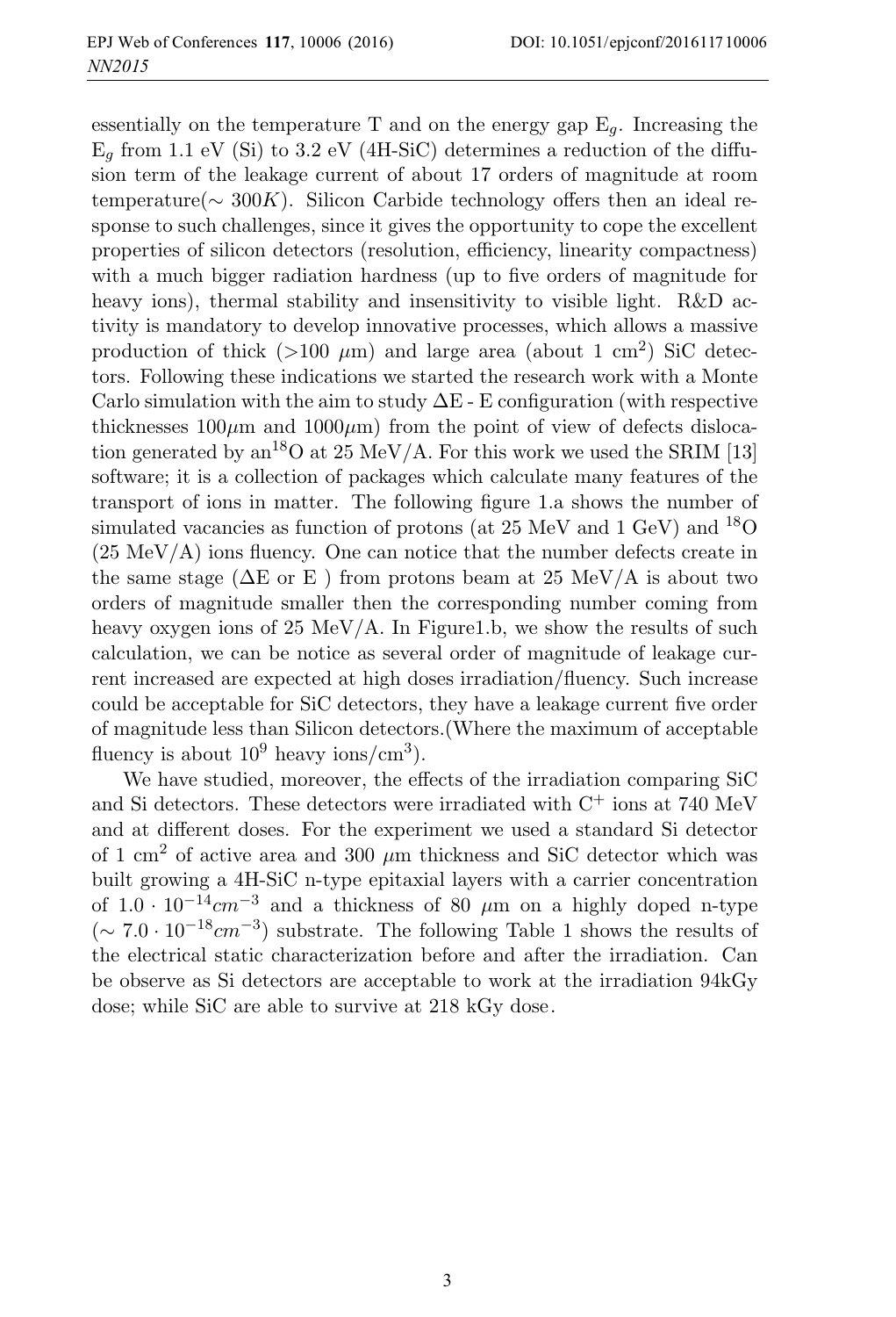essentially on the temperature T and on the energy gap $E_g$. Increasing the $E_g$ from 1.1 eV (Si) to 3.2 eV (4H-SiC) determines a reduction of the diffusion term of the leakage current of about 17 orders of magnitude at room temperature($\sim 300K$). Silicon Carbide technology offers then an ideal response to such challenges, since it gives the opportunity to cope the excellent properties of silicon detectors (resolution, efficiency, linearity compactness) with a much bigger radiation hardness (up to five orders of magnitude for heavy ions), thermal stability and insensitivity to visible light. R&D activity is mandatory to develop innovative processes, which allows a massive production of thick (>100 $\mu$m) and large area (about 1 cm$^2$) SiC detectors. Following these indications we started the research work with a Monte Carlo simulation with the aim to study $\Delta$E - E configuration (with respective thicknesses 100$\mu$m and 1000$\mu$m) from the point of view of defects dislocation generated by an$^{18}$O at 25 MeV/A. For this work we used the SRIM [13] software; it is a collection of packages which calculate many features of the transport of ions in matter. The following figure 1.a shows the number of simulated vacancies as function of protons (at 25 MeV and 1 GeV) and $^{18}$O (25 MeV/A) ions fluency. One can notice that the number defects create in the same stage ($\Delta$E or E ) from protons beam at 25 MeV/A is about two orders of magnitude smaller then the corresponding number coming from heavy oxygen ions of 25 MeV/A. In Figure1.b, we show the results of such calculation, we can be notice as several order of magnitude of leakage current increased are expected at high doses irradiation/fluency. Such increase could be acceptable for SiC detectors, they have a leakage current five order of magnitude less than Silicon detectors.(Where the maximum of acceptable fluency is about $10^9$ heavy ions/cm$^3$).

We have studied, moreover, the effects of the irradiation comparing SiC and Si detectors. These detectors were irradiated with $C^+$ ions at 740 MeV and at different doses. For the experiment we used a standard Si detector of 1 cm$^2$ of active area and 300 $\mu$m thickness and SiC detector which was built growing a 4H-SiC n-type epitaxial layers with a carrier concentration of $1.0 \cdot 10^{-14} cm^{-3}$ and a thickness of 80 $\mu$m on a highly doped n-type ($\sim 7.0 \cdot 10^{-18} cm^{-3}$) substrate. The following Table 1 shows the results of the electrical static characterization before and after the irradiation. Can be observe as Si detectors are acceptable to work at the irradiation 94kGy dose; while SiC are able to survive at 218 kGy dose.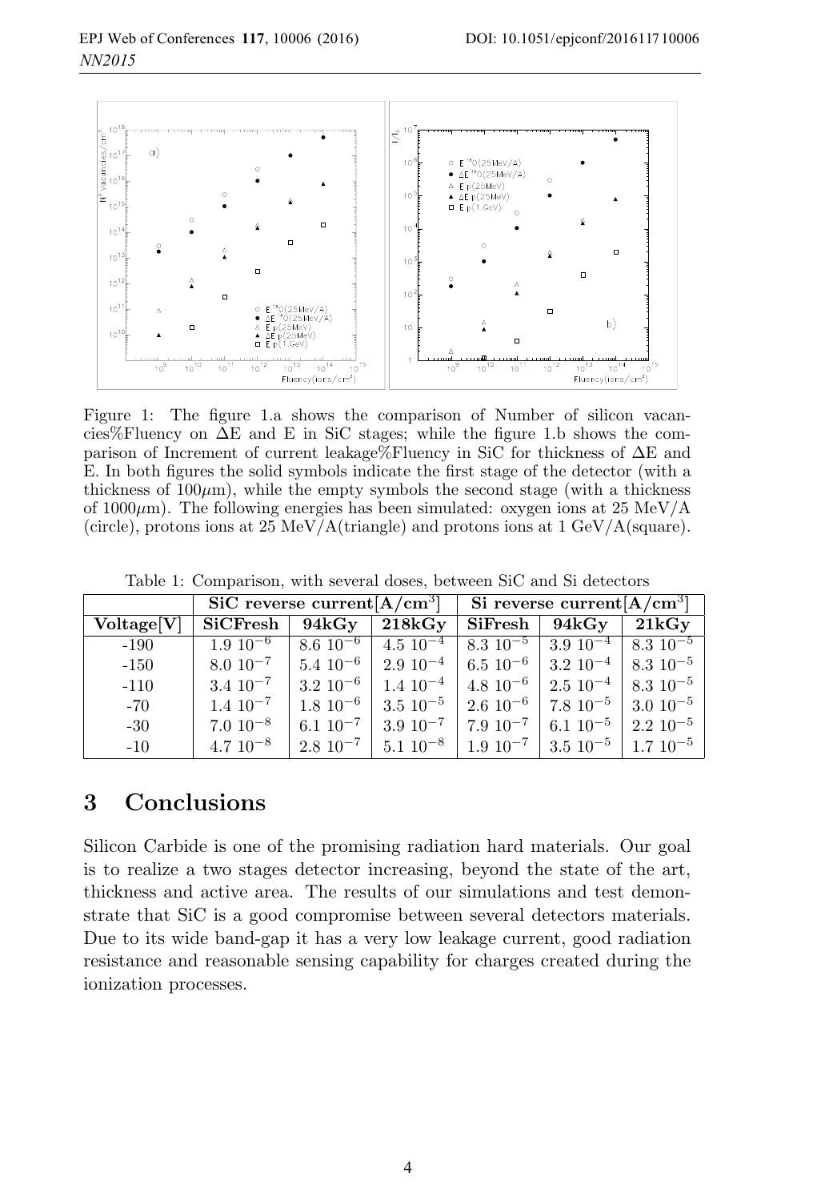Figure 1: The figure 1.a shows the comparison of Number of silicon vacancies%Fluency on ΔE and E in SiC stages; while the figure 1.b shows the comparison of Increment of current leakage%Fluency in SiC for thickness of ΔE and E. In both figures the solid symbols indicate the first stage of the detector (with a thickness of $100\mu$m), while the empty symbols the second stage (with a thickness of $1000\mu$m). The following energies has been simulated: oxygen ions at 25 MeV/A (circle), protons ions at 25 MeV/A(triangle) and protons ions at 1 GeV/A(square).

Table 1: Comparison, with several doses, between SiC and Si detectors

| | **SiC reverse current[A/cm$^3$]** | | | **Si reverse current[A/cm$^3$]** | | |
|---|---|---|---|---|---|---|
| **Voltage[V]** | **SiCFresh** | **94kGy** | **218kGy** | **SiFresh** | **94kGy** | **21kGy** |
| -190 | $1.9\ 10^{-6}$ | $8.6\ 10^{-6}$ | $4.5\ 10^{-4}$ | $8.3\ 10^{-5}$ | $3.9\ 10^{-4}$ | $8.3\ 10^{-5}$ |
| -150 | $8.0\ 10^{-7}$ | $5.4\ 10^{-6}$ | $2.9\ 10^{-4}$ | $6.5\ 10^{-6}$ | $3.2\ 10^{-4}$ | $8.3\ 10^{-5}$ |
| -110 | $3.4\ 10^{-7}$ | $3.2\ 10^{-6}$ | $1.4\ 10^{-4}$ | $4.8\ 10^{-6}$ | $2.5\ 10^{-4}$ | $8.3\ 10^{-5}$ |
| -70 | $1.4\ 10^{-7}$ | $1.8\ 10^{-6}$ | $3.5\ 10^{-5}$ | $2.6\ 10^{-6}$ | $7.8\ 10^{-5}$ | $3.0\ 10^{-5}$ |
| -30 | $7.0\ 10^{-8}$ | $6.1\ 10^{-7}$ | $3.9\ 10^{-7}$ | $7.9\ 10^{-7}$ | $6.1\ 10^{-5}$ | $2.2\ 10^{-5}$ |
| -10 | $4.7\ 10^{-8}$ | $2.8\ 10^{-7}$ | $5.1\ 10^{-8}$ | $1.9\ 10^{-7}$ | $3.5\ 10^{-5}$ | $1.7\ 10^{-5}$ |

# 3 Conclusions

Silicon Carbide is one of the promising radiation hard materials. Our goal is to realize a two stages detector increasing, beyond the state of the art, thickness and active area. The results of our simulations and test demonstrate that SiC is a good compromise between several detectors materials. Due to its wide band-gap it has a very low leakage current, good radiation resistance and reasonable sensing capability for charges created during the ionization processes.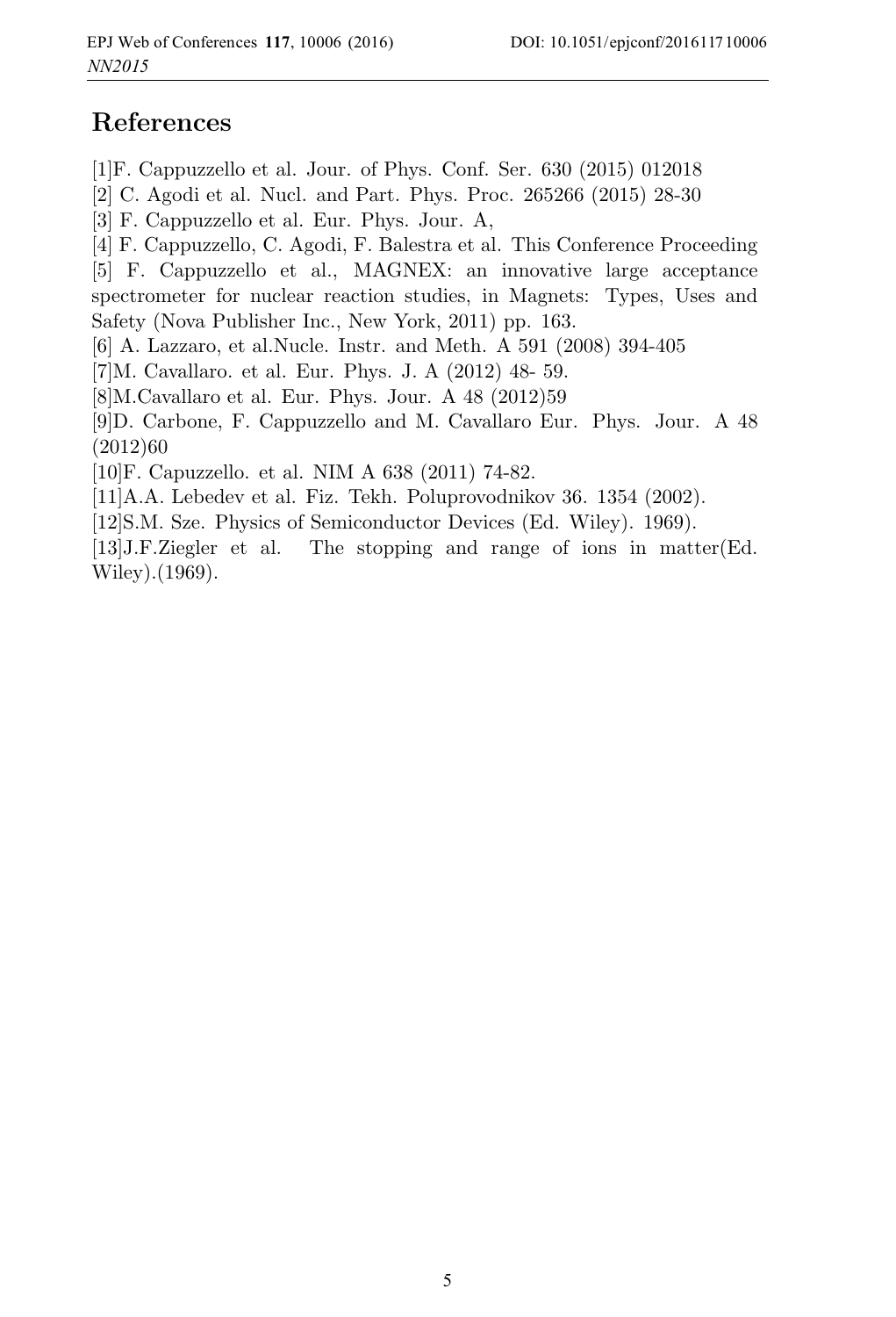# References

[1]F. Cappuzzello et al. Jour. of Phys. Conf. Ser. 630 (2015) 012018

[2] C. Agodi et al. Nucl. and Part. Phys. Proc. 265266 (2015) 28-30

[3] F. Cappuzzello et al. Eur. Phys. Jour. A,

[4] F. Cappuzzello, C. Agodi, F. Balestra et al. This Conference Proceeding

[5] F. Cappuzzello et al., MAGNEX: an innovative large acceptance spectrometer for nuclear reaction studies, in Magnets: Types, Uses and Safety (Nova Publisher Inc., New York, 2011) pp. 163.

[6] A. Lazzaro, et al.Nucle. Instr. and Meth. A 591 (2008) 394-405

[7]M. Cavallaro. et al. Eur. Phys. J. A (2012) 48- 59.

[8]M.Cavallaro et al. Eur. Phys. Jour. A 48 (2012)59

[9]D. Carbone, F. Cappuzzello and M. Cavallaro Eur. Phys. Jour. A 48 (2012)60

[10]F. Capuzzello. et al. NIM A 638 (2011) 74-82.

[11]A.A. Lebedev et al. Fiz. Tekh. Poluprovodnikov 36. 1354 (2002).

[12]S.M. Sze. Physics of Semiconductor Devices (Ed. Wiley). 1969).

[13]J.F.Ziegler et al. The stopping and range of ions in matter(Ed. Wiley).(1969).